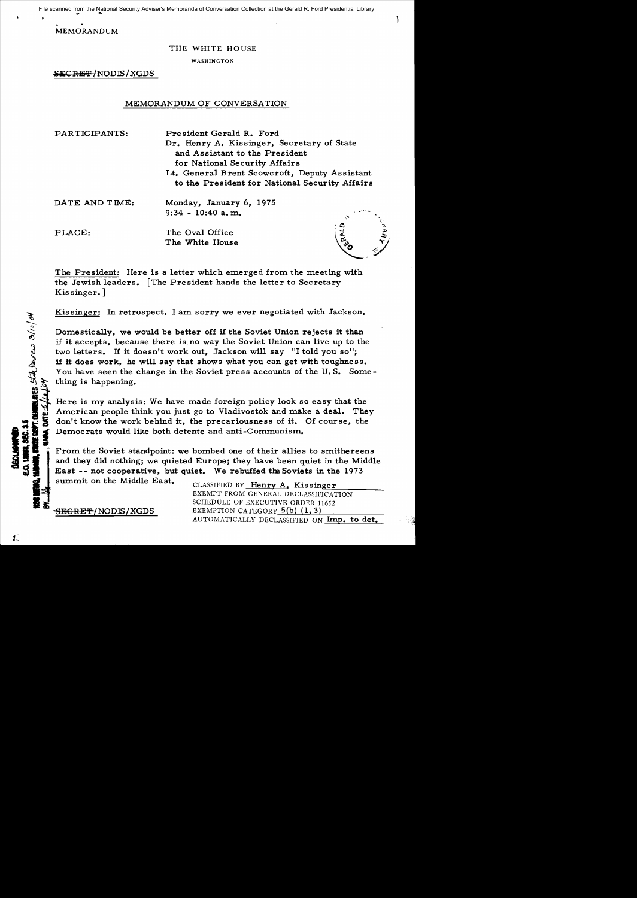MEMORANDUM

THE WHITE HOUSE

WASHINGTON

SECRET/NODIS/XGDS

## MEMORANDUM OF CONVERSATION

PARTICIPANTS: President Gerald R. Ford
Dr. Henry A. Kissinger, Secretary of State and Assistant to the President for National Security Affairs
Lt. General Brent Scowcroft, Deputy Assistant to the President for National Security Affairs

DATE AND TIME: Monday, January 6, 1975
9:34 - 10:40 a.m.

PLACE: The Oval Office
The White House

The President: Here is a letter which emerged from the meeting with the Jewish leaders. [The President hands the letter to Secretary Kissinger.]

Kissinger: In retrospect, I am sorry we ever negotiated with Jackson.

Domestically, we would be better off if the Soviet Union rejects it than if it accepts, because there is no way the Soviet Union can live up to the two letters. If it doesn't work out, Jackson will say "I told you so"; if it does work, he will say that shows what you can get with toughness. You have seen the change in the Soviet press accounts of the U.S. Something is happening.

Here is my analysis: We have made foreign policy look so easy that the American people think you just go to Vladivostok and make a deal. They don't know the work behind it, the precariousness of it. Of course, the Democrats would like both detente and anti-Communism.

From the Soviet standpoint: we bombed one of their allies to smithereens and they did nothing; we quieted Europe; they have been quiet in the Middle East -- not cooperative, but quiet. We rebuffed the Soviets in the 1973 summit on the Middle East.

CLASSIFIED BY Henry A. Kissinger
EXEMPT FROM GENERAL DECLASSIFICATION SCHEDULE OF EXECUTIVE ORDER 11652
EXEMPTION CATEGORY 5(b) (1, 3)
AUTOMATICALLY DECLASSIFIED ON Imp. to det.

SECRET/NODIS/XGDS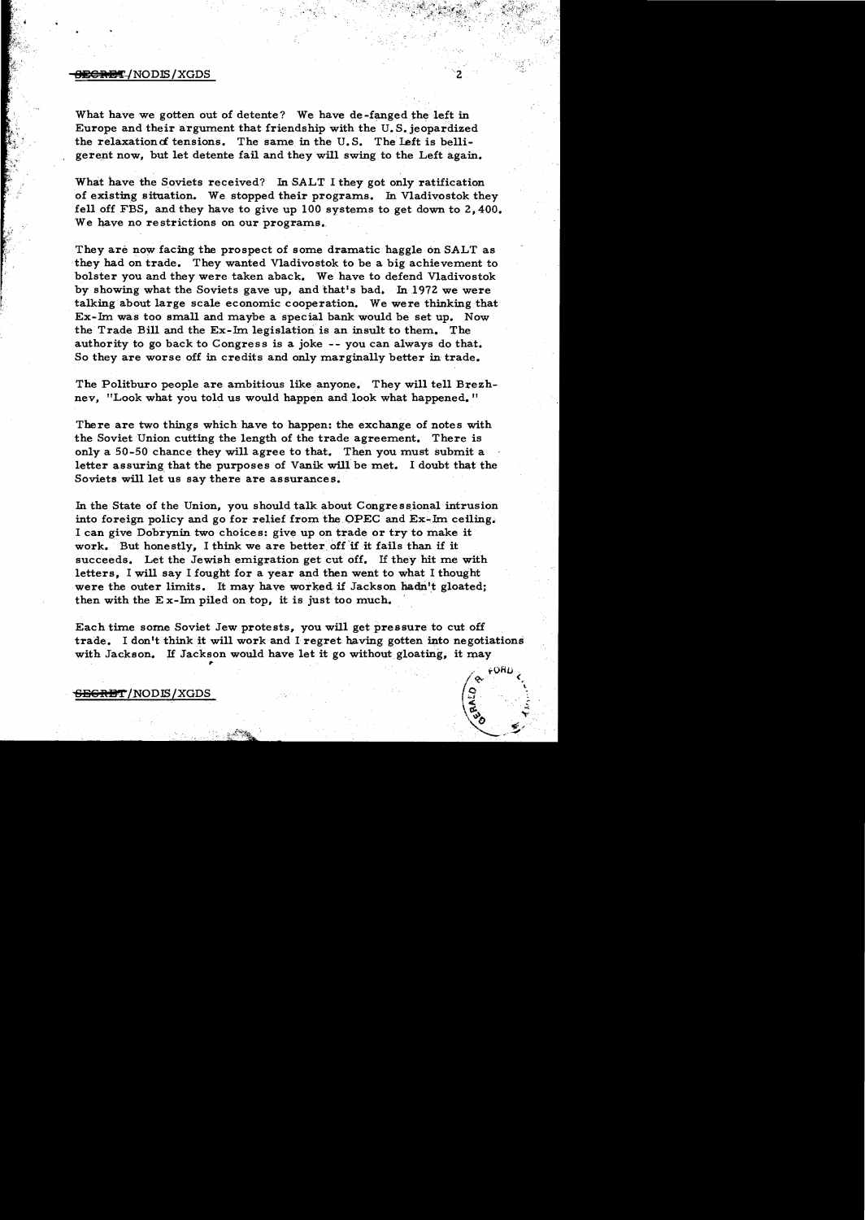What have we gotten out of detente? We have de-fanged the left in Europe and their argument that friendship with the U.S. jeopardized the relaxation of tensions. The same in the U.S. The Left is belligerent now, but let detente fail and they will swing to the Left again.

What have the Soviets received? In SALT I they got only ratification of existing situation. We stopped their programs. In Vladivostok they fell off FBS, and they have to give up 100 systems to get down to 2,400. We have no restrictions on our programs.

They are now facing the prospect of some dramatic haggle on SALT as they had on trade. They wanted Vladivostok to be a big achievement to bolster you and they were taken aback. We have to defend Vladivostok by showing what the Soviets gave up, and that's bad. In 1972 we were talking about large scale economic cooperation. We were thinking that Ex-Im was too small and maybe a special bank would be set up. Now the Trade Bill and the Ex-Im legislation is an insult to them. The authority to go back to Congress is a joke -- you can always do that. So they are worse off in credits and only marginally better in trade.

The Politburo people are ambitious like anyone. They will tell Brezhnev, "Look what you told us would happen and look what happened."

There are two things which have to happen: the exchange of notes with the Soviet Union cutting the length of the trade agreement. There is only a 50-50 chance they will agree to that. Then you must submit a letter assuring that the purposes of Vanik will be met. I doubt that the Soviets will let us say there are assurances.

In the State of the Union, you should talk about Congressional intrusion into foreign policy and go for relief from the OPEC and Ex-Im ceiling. I can give Dobrynin two choices: give up on trade or try to make it work. But honestly, I think we are better off if it fails than if it succeeds. Let the Jewish emigration get cut off. If they hit me with letters, I will say I fought for a year and then went to what I thought were the outer limits. It may have worked if Jackson hadn't gloated; then with the Ex-Im piled on top, it is just too much.

Each time some Soviet Jew protests, you will get pressure to cut off trade. I don't think it will work and I regret having gotten into negotiations with Jackson. If Jackson would have let it go without gloating, it may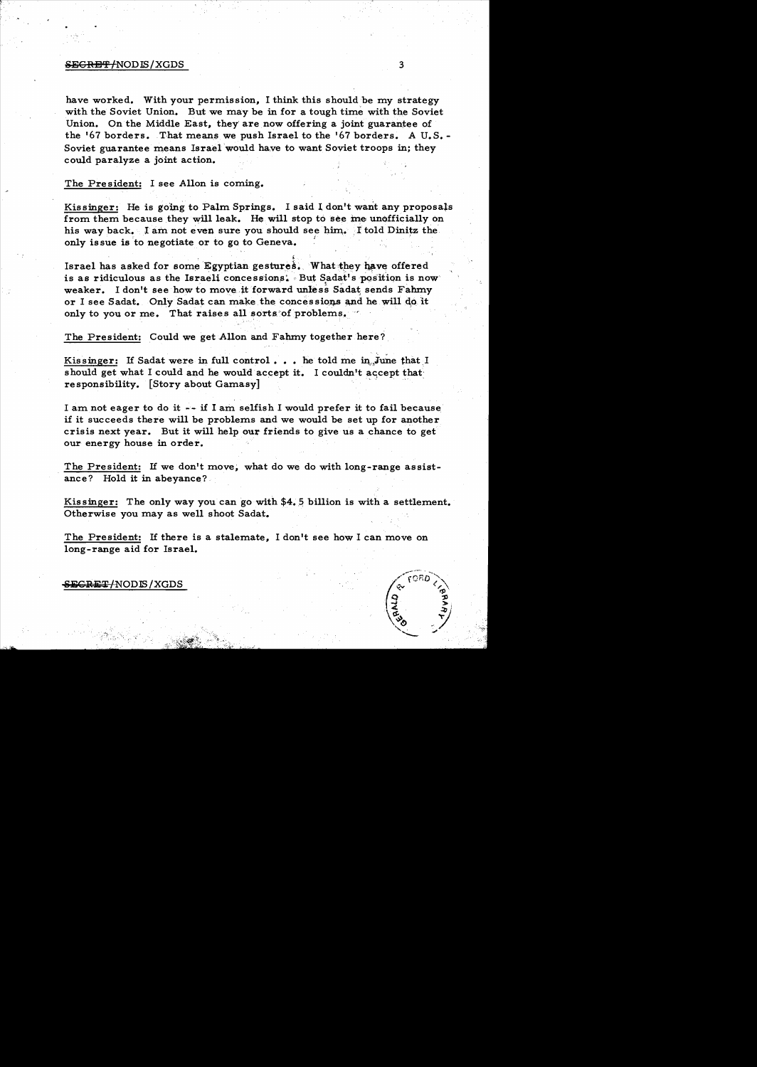have worked. With your permission, I think this should be my strategy with the Soviet Union. But we may be in for a tough time with the Soviet Union. On the Middle East, they are now offering a joint guarantee of the '67 borders. That means we push Israel to the '67 borders. A U.S.-Soviet guarantee means Israel would have to want Soviet troops in; they could paralyze a joint action.

The President: I see Allon is coming.

Kissinger: He is going to Palm Springs. I said I don't want any proposals from them because they will leak. He will stop to see me unofficially on his way back. I am not even sure you should see him. I told Dinitz the only issue is to negotiate or to go to Geneva.

Israel has asked for some Egyptian gestures. What they have offered is as ridiculous as the Israeli concessions. But Sadat's position is now weaker. I don't see how to move it forward unless Sadat sends Fahmy or I see Sadat. Only Sadat can make the concessions and he will do it only to you or me. That raises all sorts of problems.

The President: Could we get Allon and Fahmy together here?

Kissinger: If Sadat were in full control . . . he told me in June that I should get what I could and he would accept it. I couldn't accept that responsibility. [Story about Gamasy]

I am not eager to do it -- if I am selfish I would prefer it to fail because if it succeeds there will be problems and we would be set up for another crisis next year. But it will help our friends to give us a chance to get our energy house in order.

The President: If we don't move, what do we do with long-range assistance? Hold it in abeyance?

Kissinger: The only way you can go with \$4.5 billion is with a settlement. Otherwise you may as well shoot Sadat.

The President: If there is a stalemate, I don't see how I can move on long-range aid for Israel.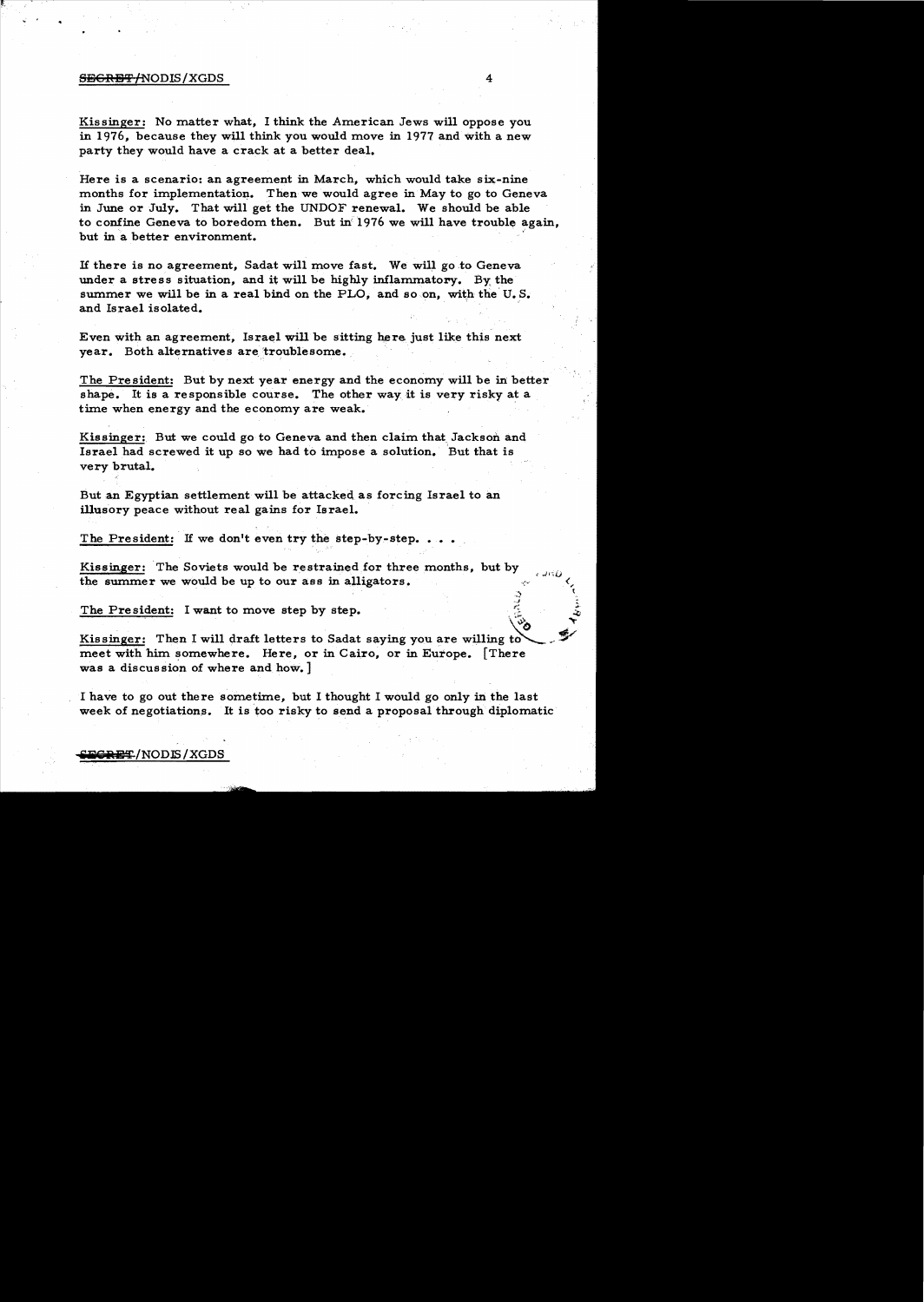Kissinger: No matter what, I think the American Jews will oppose you in 1976, because they will think you would move in 1977 and with a new party they would have a crack at a better deal.

Here is a scenario: an agreement in March, which would take six-nine months for implementation. Then we would agree in May to go to Geneva in June or July. That will get the UNDOF renewal. We should be able to confine Geneva to boredom then. But in 1976 we will have trouble again, but in a better environment.

If there is no agreement, Sadat will move fast. We will go to Geneva under a stress situation, and it will be highly inflammatory. By the summer we will be in a real bind on the PLO, and so on, with the U.S. and Israel isolated.

Even with an agreement, Israel will be sitting here just like this next year. Both alternatives are troublesome.

The President: But by next year energy and the economy will be in better shape. It is a responsible course. The other way it is very risky at a time when energy and the economy are weak.

Kissinger: But we could go to Geneva and then claim that Jackson and Israel had screwed it up so we had to impose a solution. But that is very brutal.

But an Egyptian settlement will be attacked as forcing Israel to an illusory peace without real gains for Israel.

The President: If we don't even try the step-by-step. . . .

Kissinger: The Soviets would be restrained for three months, but by the summer we would be up to our ass in alligators.

The President: I want to move step by step.

Kissinger: Then I will draft letters to Sadat saying you are willing to meet with him somewhere. Here, or in Cairo, or in Europe. [There was a discussion of where and how.]

I have to go out there sometime, but I thought I would go only in the last week of negotiations. It is too risky to send a proposal through diplomatic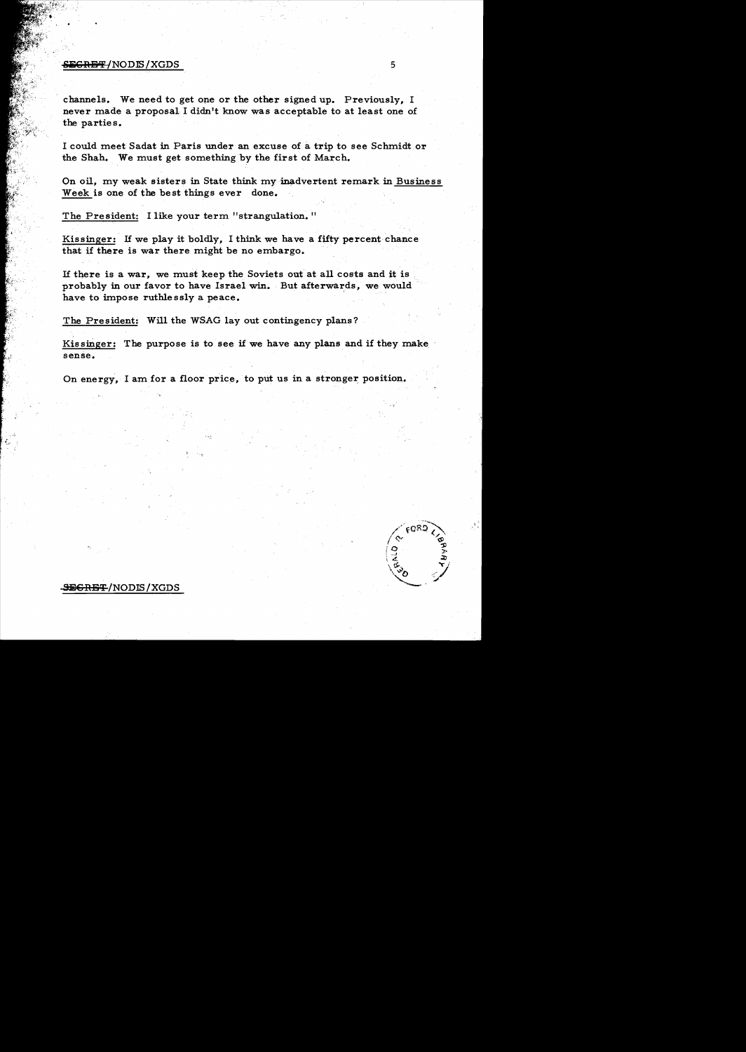channels. We need to get one or the other signed up. Previously, I never made a proposal I didn't know was acceptable to at least one of the parties.

I could meet Sadat in Paris under an excuse of a trip to see Schmidt or the Shah. We must get something by the first of March.

On oil, my weak sisters in State think my inadvertent remark in Business Week is one of the best things ever done.

The President: I like your term "strangulation."

Kissinger: If we play it boldly, I think we have a fifty percent chance that if there is war there might be no embargo.

If there is a war, we must keep the Soviets out at all costs and it is probably in our favor to have Israel win. But afterwards, we would have to impose ruthlessly a peace.

The President: Will the WSAG lay out contingency plans?

Kissinger: The purpose is to see if we have any plans and if they make sense.

On energy, I am for a floor price, to put us in a stronger position.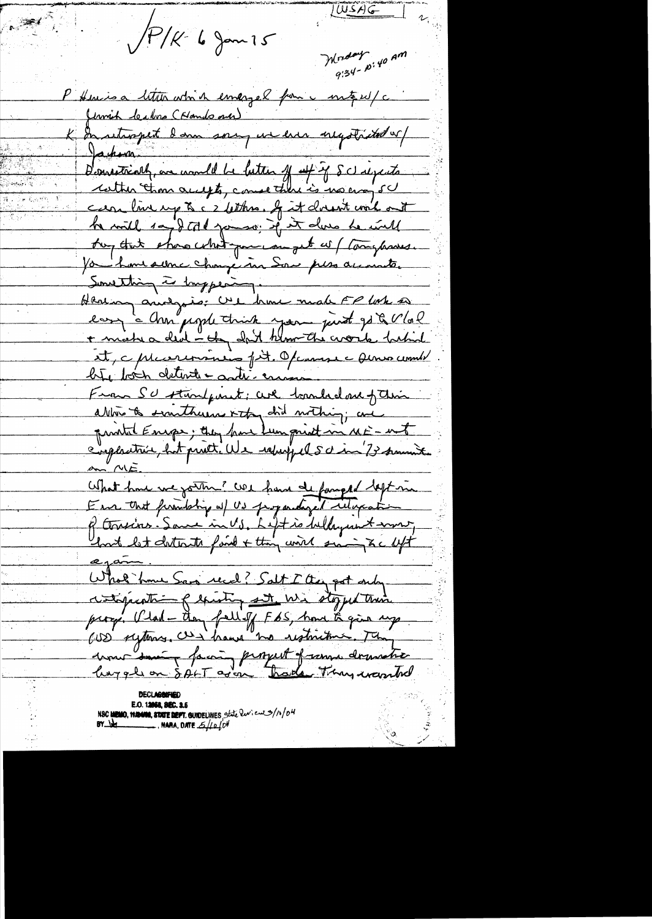WSAG

√P/K 6 Jan 75

Monday 9:34 - 10:40 AM

P Here is a letter which emerged from a mtg w/ a Jewish leaders (Hands on)

K In retrospect I am sorry we ever negotiated w/ Jackson.

Domestically, we would be better off if SU rejects rather than accepts, cause there is no way SU can live up to 2 letters. If it doesn't work out he will say I told you so. If it does he will say that shows what you can get w/ toughness. You have seen change in Sov press accounts. Something is happening.

Having analysis: We have made FP look so easy & Am people think you just go to Vlad + make a deal - they don't know the work behind it, & preconceptions fit. Of course Dems would like both detente & anti-commun

From SU standpoint: we bombed one of their allies to smithereens & they did nothing; we pointed Europe; they have been quiet in ME - not cooperative, but quiet. We whipped SU in '73 summit on ME.

What have we gotten? We have defanged left in Eur that friendship w/ US jeopardized relaxation of tensions. Same in US. Left is belligerent now, but let detente fail & they will swing to Left again.

What have Sov recd? Salt I they got only ratification of existing situation. We stopped their prog. Vlad - they fell off FBS, have to give up MD systems. We have no restrictions. They were seeing facing prospect of same domestic haggle on SALT as on trade. They wanted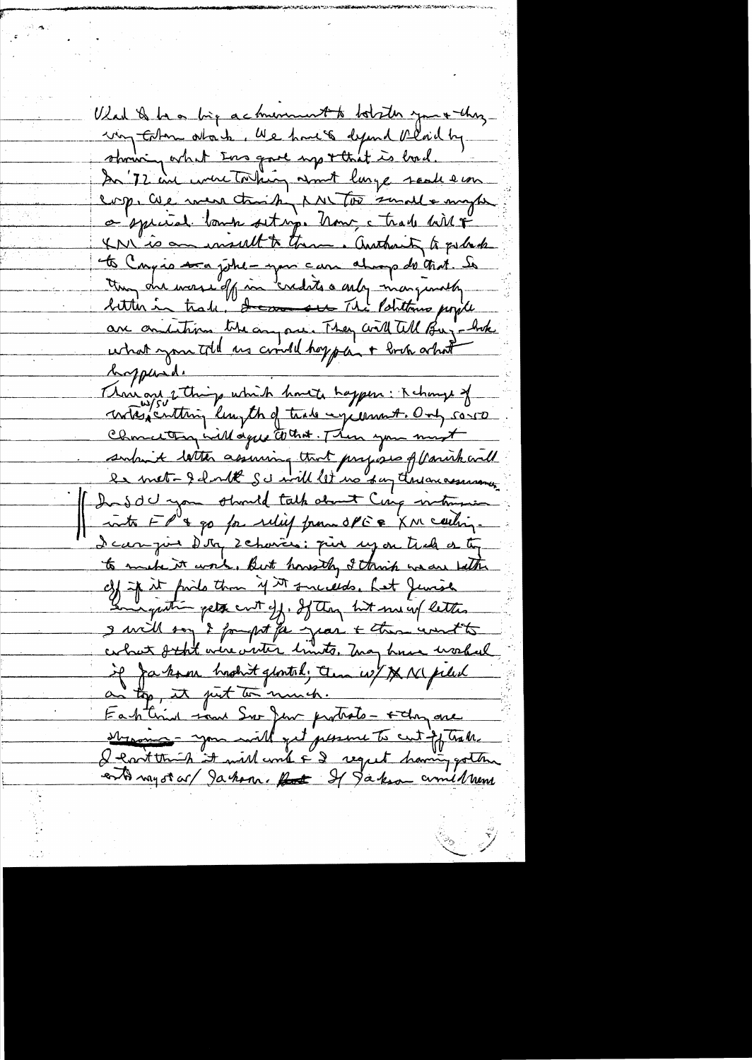Vlad to be a big achievement to bolster you & they very often attack. We have to defend Vlad by showing what I was gave up & that is bad.
In '72 we were talking about large scale econ coop. We were thinking XM too small & maybe a special bank set up. Now, a trade bill & XM is an insult to them. Authority to go back to Congress is a joke — you can always do that. So they are worse off in credits and only marginally better in trade. I see the Politburo people are ambitious like anyone. They will tell Brezhnev what you told us could happen & look what happened.
There are 2 things which have to happen: change of votes w/SU, cutting length of trade agreement. Only 50-50 chance they will agree to that. Then you must submit letter assuring that purposes of Vanik will be met — I doubt SU will let us say these are assurances.
In SOU you should talk about Cong intrusion into FP & go for relief from JPE & XM ceiling.
I can give Dobry 2 choices: give up on trade or try to make it work. But honestly I think we are better off if it fails than if it succeeds. Let Jewish emigration gets cut off. If they hit me w/ letter I will say I forgot for year & then went to what I thought were outer limits. May have worked if Jackson hadn't gloated; then w/ XM piled on top, it put too much.
Each time some Sov Jew protests — & they are starving — you will get pressure to cut off trade. I don't think it will work & I regret having gotten into my stuff w/ Jackson. If Jackson and Meany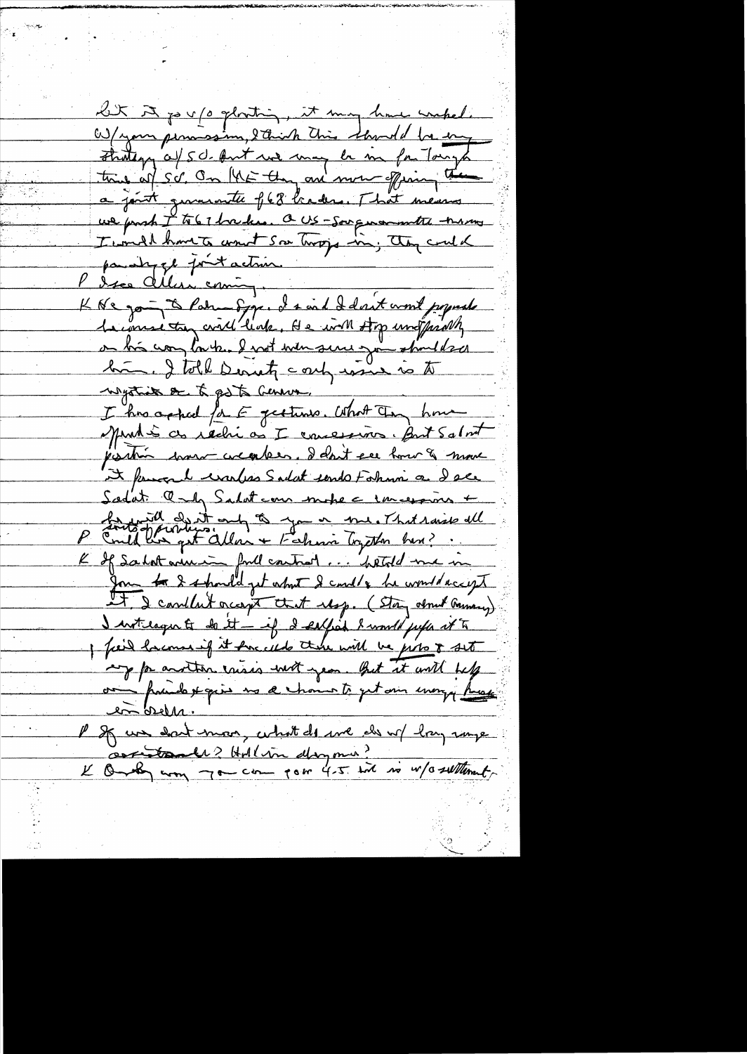But if go w/o glorting, it may have worked. W/your permission, I think this should be our strategy a/SU. But we may be in for tough time a/SU. On ME they are now offering the a joint guarantee of 68 borders. That means we push I to 67 borders. A US-Sov guarantee means I would have to want Sov troops in; they could paralyze joint action.

P I see Allon coming.

K He going to Palm Spgs. I said I don't want proposals because they will leak. He will stop unofficially on his way back. I not even sure you should see him. I told Dinitz only issue is to negotiate & to go to Geneva.

I have asked for E gestures. What they have offered is as ridiculous as I concessions. But Sadat position now weaker. I don't see how to move it forward unless Sadat sends Fahmi or I see Sadat. Only Sadat can make concessions + he will do it only to you or me. That raises all sorts of problems.

P Could we get Allon + Fahmi together here?

K If Sadat were in full control ... he told me in Jan that I should get what I could & he would accept it. I couldn't accept that step. (Story about Gromyko) I not eager to do it — if I did, I would prefer it to fail because if it succeeds there will be pres to set up for another crisis next year. But it will help our friends & give us a chance to get our energy program in order.

P If we don't move, what do we do w/ long range assistance? Hold in abeyance?

K Only way you can get 4.5 bil is w/o settlement.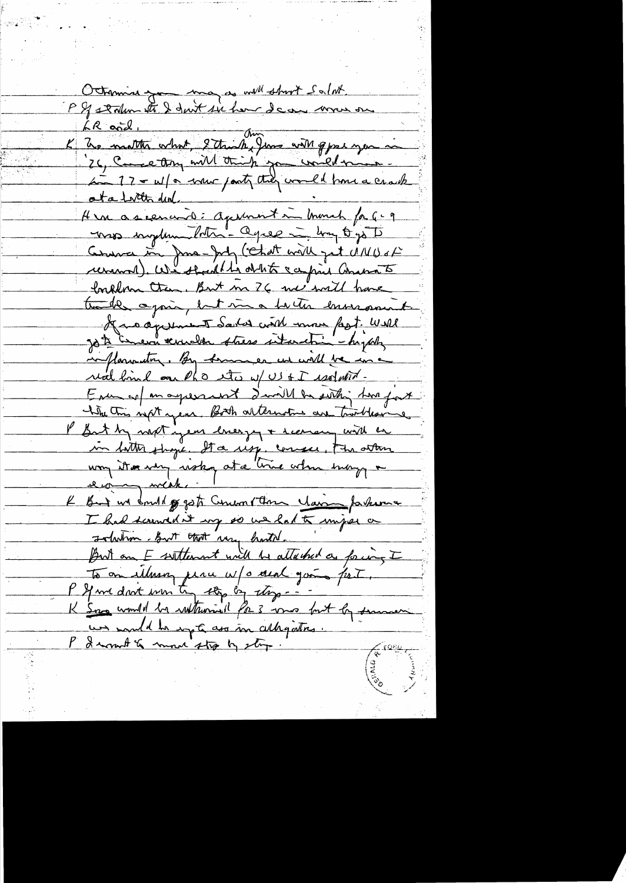Otherwise you may as well abort Salt.

P If stalemate I don't see how I can move on LR and.

K No matter what, I think, Jim will oppose you in '76, Carter thing will think you would move - in 77 - w/o new party they would have a crack at a better deal.

Here a scenario: agreement in March for 6-9 mos. anyplace [?] - Agree in May to go to Geneva in June - July (that will get UNDOF renewal). We should be able to carry Geneva to breakdown then. But in 76 we will have trouble again, but in a better environment.

If no agreement Sadat will move fast. Will go to Geneva & would stress situation - highly inflammatory. By summer we will be in a real bind on PLO etc w/ US & I isolated.

Even w/ an agreement I will be sitting here fast [?] when this next year. Both alternatives are troublesome.

P But by next year energy & economy will be in better shape. It a risky course, the other way it's risky at a time when energy & economy weak.

K But we could go to Geneva then claim failure I had screwed it up so we had to impose a solution. But that very brutal.

But an E settlement will be attacked as forcing I to an illusory peace w/o real going [?] fast.

P If we don't win by step by step - - -

K Syria would be withdrawn for 3 mos but by summer we would be up to ass in alligators.

P I want to move step by step.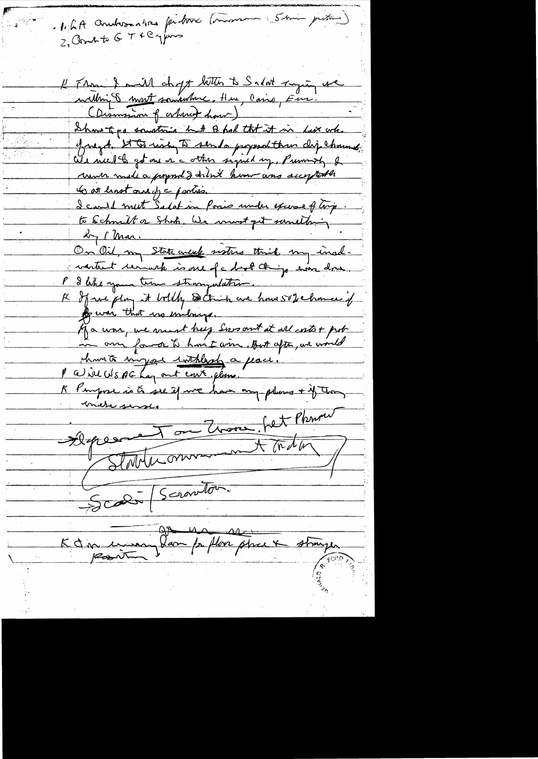1. LA Ambassadors picture (tomorrow 5 min picture)
2. Cont to G T & Cyprus

K Then I will draft letter to Sadat saying we willing to meet somewhere. Here, Cairo, Eur.
(Discussion of where to have)
Shows tips something but I feel that it in last wks. If Egypt. It is risky to send a proposal thru dip channels. We need to get one or other signed up. Previously I never made a proposal I didn't know was acceptable to at least one of parties.
I could meet Sadat in Paris under excuse of trip to Schmidt or Shah. We must get something by 1 Mar.
On Oil, my State week sisters think my inadvertent remark is one of best things ever done.
P I like your term strangulation.
K If we play it boldly I think we have 50% chance if war that no embargo.
If a war, we must keep Soviet out at all costs + put in our force to have a win. But after, we would have to impose ruthlessly a peace.
P Will WSAG lay out cont. plans.
K Purpose is to see if we have any plans + if they make sense.

Agreement on Greece. Let Phone
Statement ~~announcement~~ today

Scali / Scranton.

K I'm ~~pressing~~ ~~Dan~~ for floor place + stronger position